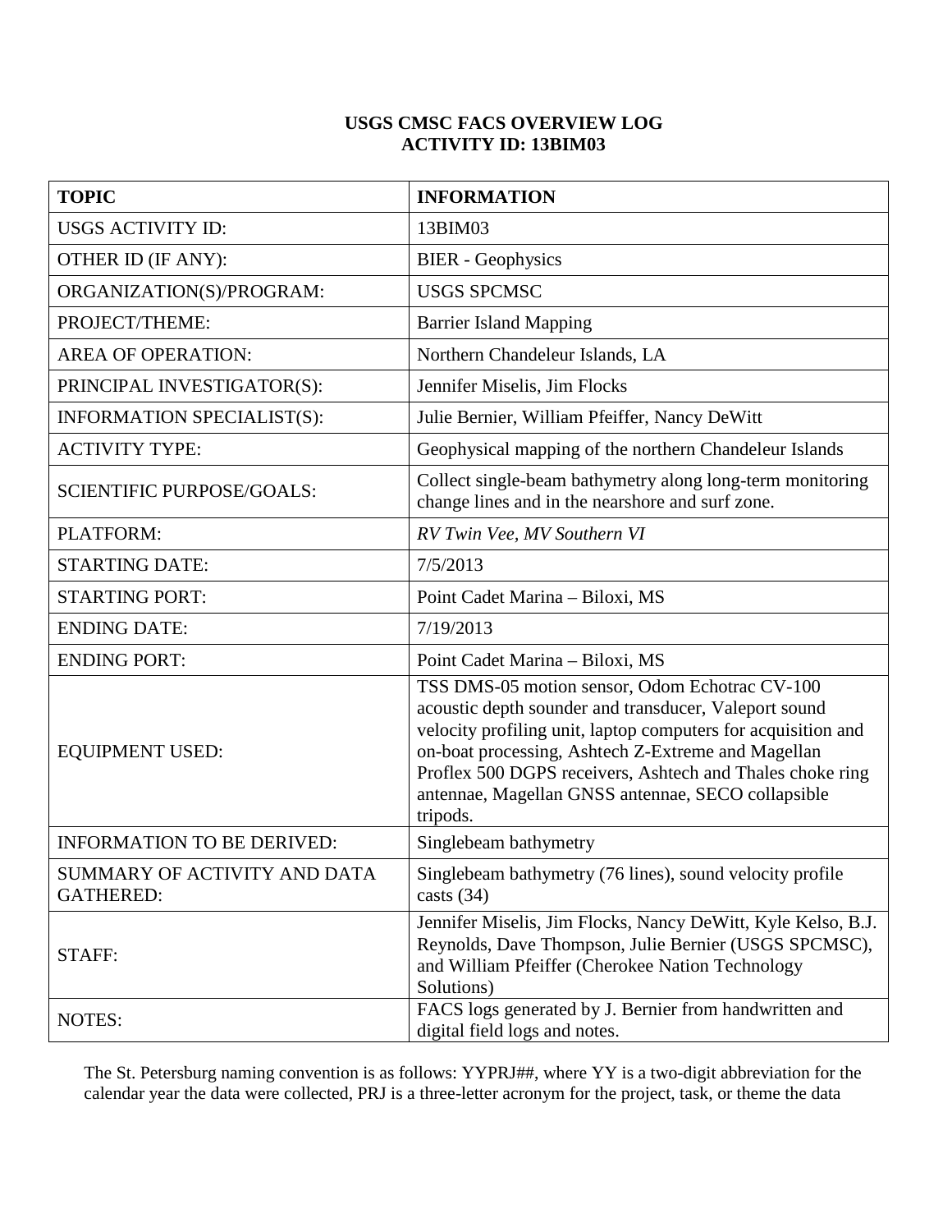# USGS CMSC FACS OVERVIEW LOG
## ACTIVITY ID: 13BIM03

| **TOPIC** | **INFORMATION** |
|---|---|
| USGS ACTIVITY ID: | 13BIM03 |
| OTHER ID (IF ANY): | BIER - Geophysics |
| ORGANIZATION(S)/PROGRAM: | USGS SPCMSC |
| PROJECT/THEME: | Barrier Island Mapping |
| AREA OF OPERATION: | Northern Chandeleur Islands, LA |
| PRINCIPAL INVESTIGATOR(S): | Jennifer Miselis, Jim Flocks |
| INFORMATION SPECIALIST(S): | Julie Bernier, William Pfeiffer, Nancy DeWitt |
| ACTIVITY TYPE: | Geophysical mapping of the northern Chandeleur Islands |
| SCIENTIFIC PURPOSE/GOALS: | Collect single-beam bathymetry along long-term monitoring change lines and in the nearshore and surf zone. |
| PLATFORM: | *RV Twin Vee, MV Southern VI* |
| STARTING DATE: | 7/5/2013 |
| STARTING PORT: | Point Cadet Marina – Biloxi, MS |
| ENDING DATE: | 7/19/2013 |
| ENDING PORT: | Point Cadet Marina – Biloxi, MS |
| EQUIPMENT USED: | TSS DMS-05 motion sensor, Odom Echotrac CV-100 acoustic depth sounder and transducer, Valeport sound velocity profiling unit, laptop computers for acquisition and on-boat processing, Ashtech Z-Extreme and Magellan Proflex 500 DGPS receivers, Ashtech and Thales choke ring antennae, Magellan GNSS antennae, SECO collapsible tripods. |
| INFORMATION TO BE DERIVED: | Singlebeam bathymetry |
| SUMMARY OF ACTIVITY AND DATA GATHERED: | Singlebeam bathymetry (76 lines), sound velocity profile casts (34) |
| STAFF: | Jennifer Miselis, Jim Flocks, Nancy DeWitt, Kyle Kelso, B.J. Reynolds, Dave Thompson, Julie Bernier (USGS SPCMSC), and William Pfeiffer (Cherokee Nation Technology Solutions) |
| NOTES: | FACS logs generated by J. Bernier from handwritten and digital field logs and notes. |

The St. Petersburg naming convention is as follows: YYPRJ##, where YY is a two-digit abbreviation for the calendar year the data were collected, PRJ is a three-letter acronym for the project, task, or theme the data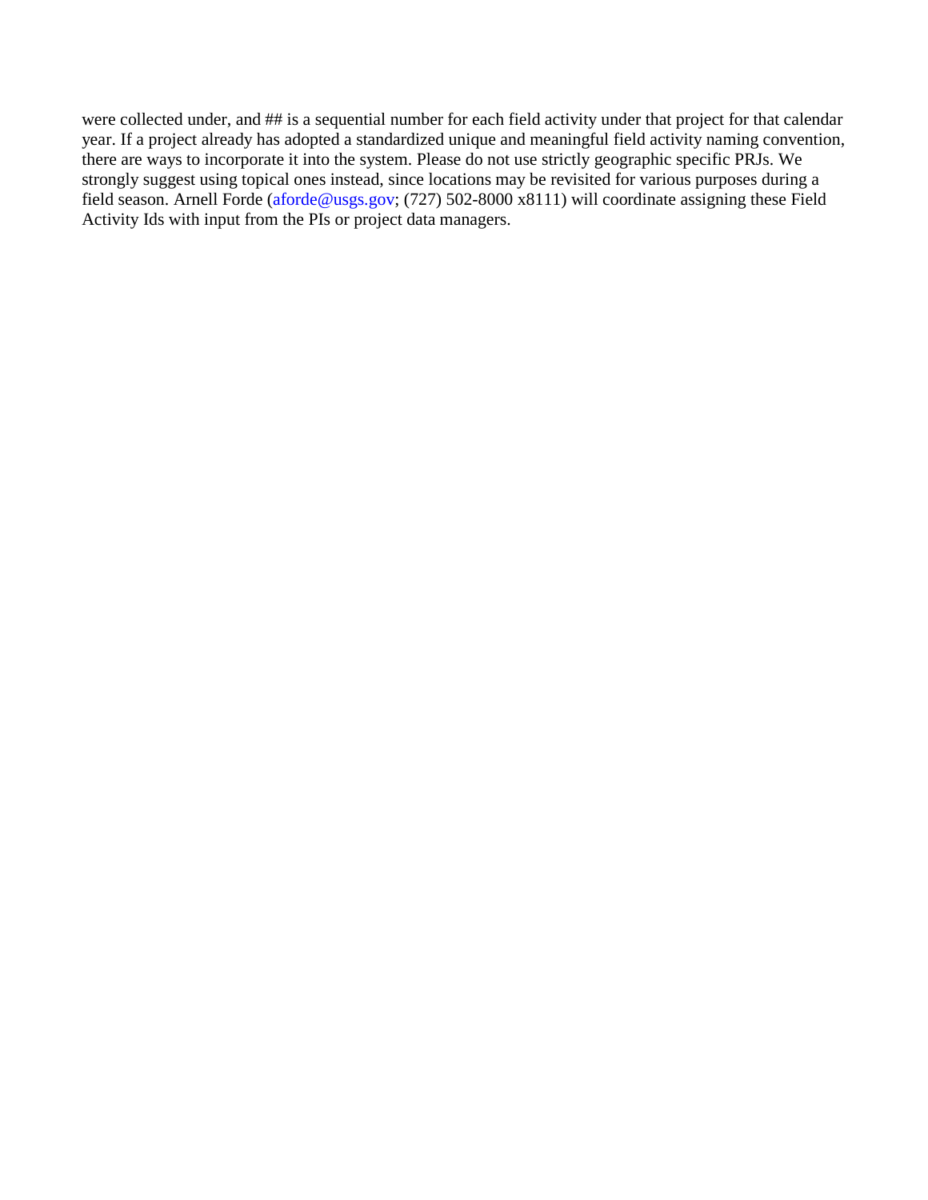were collected under, and ## is a sequential number for each field activity under that project for that calendar year. If a project already has adopted a standardized unique and meaningful field activity naming convention, there are ways to incorporate it into the system. Please do not use strictly geographic specific PRJs. We strongly suggest using topical ones instead, since locations may be revisited for various purposes during a field season. Arnell Forde (aforde@usgs.gov; (727) 502-8000 x8111) will coordinate assigning these Field Activity Ids with input from the PIs or project data managers.